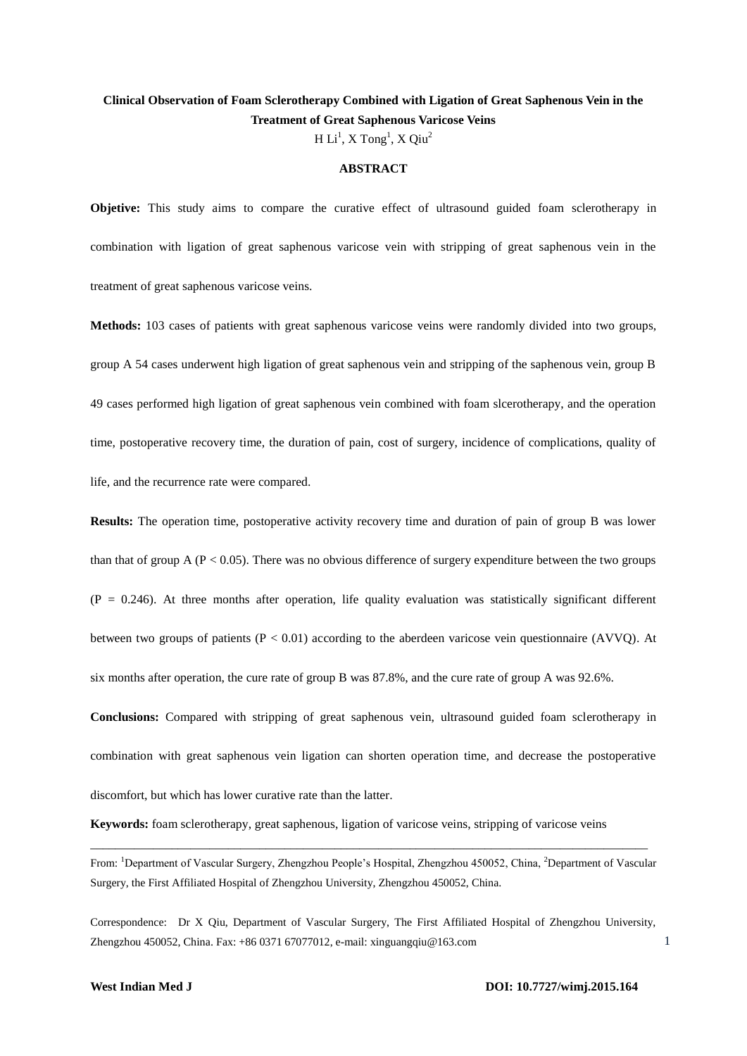# Clinical Observation of Foam Sclerotherapy Combined with Ligation of Great Saphenous Vein in the Treatment of Great Saphenous Varicose Veins

H Li[1], X Tong[1], X Qiu[2]

## ABSTRACT

**Objetive:** This study aims to compare the curative effect of ultrasound guided foam sclerotherapy in combination with ligation of great saphenous varicose vein with stripping of great saphenous vein in the treatment of great saphenous varicose veins.

**Methods:** 103 cases of patients with great saphenous varicose veins were randomly divided into two groups, group A 54 cases underwent high ligation of great saphenous vein and stripping of the saphenous vein, group B 49 cases performed high ligation of great saphenous vein combined with foam slcerotherapy, and the operation time, postoperative recovery time, the duration of pain, cost of surgery, incidence of complications, quality of life, and the recurrence rate were compared.

**Results:** The operation time, postoperative activity recovery time and duration of pain of group B was lower than that of group A ($P < 0.05$). There was no obvious difference of surgery expenditure between the two groups ($P = 0.246$). At three months after operation, life quality evaluation was statistically significant different between two groups of patients ($P < 0.01$) according to the aberdeen varicose vein questionnaire (AVVQ). At six months after operation, the cure rate of group B was 87.8%, and the cure rate of group A was 92.6%.

**Conclusions:** Compared with stripping of great saphenous vein, ultrasound guided foam sclerotherapy in combination with great saphenous vein ligation can shorten operation time, and decrease the postoperative discomfort, but which has lower curative rate than the latter.

**Keywords:** foam sclerotherapy, great saphenous, ligation of varicose veins, stripping of varicose veins

---

From: [1]Department of Vascular Surgery, Zhengzhou People's Hospital, Zhengzhou 450052, China, [2]Department of Vascular Surgery, the First Affiliated Hospital of Zhengzhou University, Zhengzhou 450052, China.

Correspondence: Dr X Qiu, Department of Vascular Surgery, The First Affiliated Hospital of Zhengzhou University, Zhengzhou 450052, China. Fax: +86 0371 67077012, e-mail: xinguangqiu@163.com

DOI: 10.7727/wimj.2015.164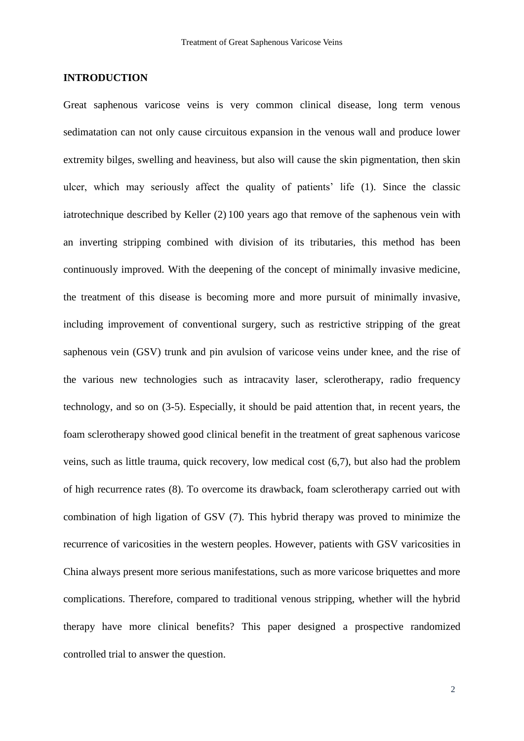## INTRODUCTION

Great saphenous varicose veins is very common clinical disease, long term venous sedimatation can not only cause circuitous expansion in the venous wall and produce lower extremity bilges, swelling and heaviness, but also will cause the skin pigmentation, then skin ulcer, which may seriously affect the quality of patients' life (1). Since the classic iatrotechnique described by Keller (2) 100 years ago that remove of the saphenous vein with an inverting stripping combined with division of its tributaries, this method has been continuously improved. With the deepening of the concept of minimally invasive medicine, the treatment of this disease is becoming more and more pursuit of minimally invasive, including improvement of conventional surgery, such as restrictive stripping of the great saphenous vein (GSV) trunk and pin avulsion of varicose veins under knee, and the rise of the various new technologies such as intracavity laser, sclerotherapy, radio frequency technology, and so on (3-5). Especially, it should be paid attention that, in recent years, the foam sclerotherapy showed good clinical benefit in the treatment of great saphenous varicose veins, such as little trauma, quick recovery, low medical cost (6,7), but also had the problem of high recurrence rates (8). To overcome its drawback, foam sclerotherapy carried out with combination of high ligation of GSV (7). This hybrid therapy was proved to minimize the recurrence of varicosities in the western peoples. However, patients with GSV varicosities in China always present more serious manifestations, such as more varicose briquettes and more complications. Therefore, compared to traditional venous stripping, whether will the hybrid therapy have more clinical benefits? This paper designed a prospective randomized controlled trial to answer the question.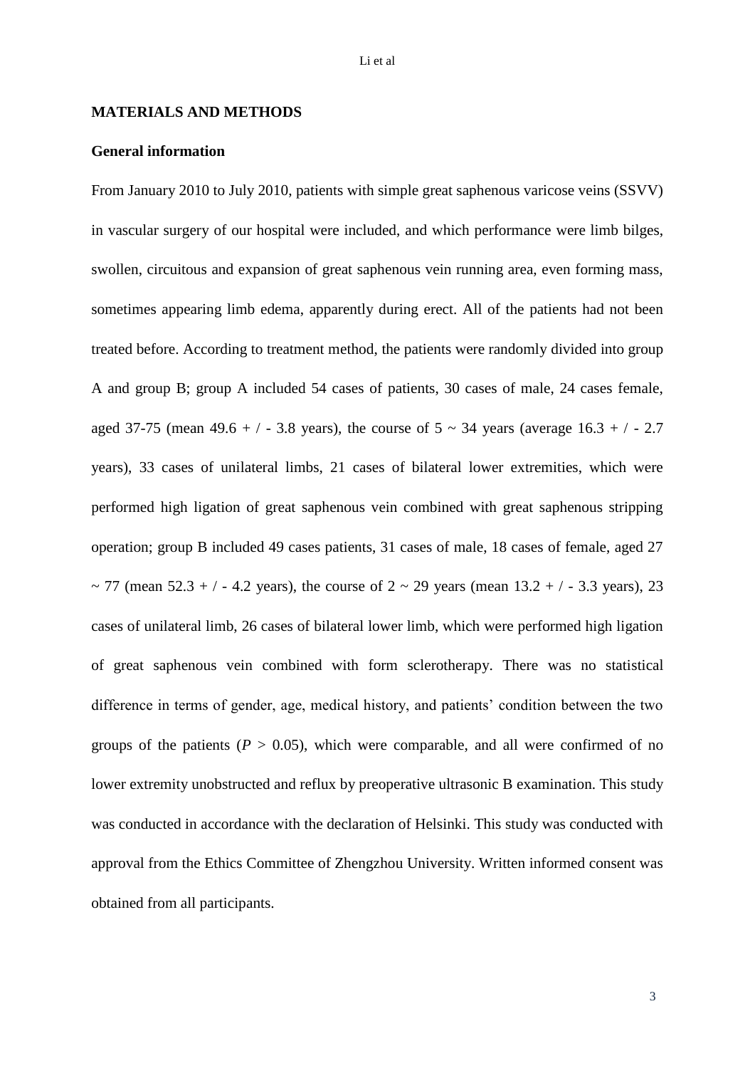## MATERIALS AND METHODS

### General information

From January 2010 to July 2010, patients with simple great saphenous varicose veins (SSVV) in vascular surgery of our hospital were included, and which performance were limb bilges, swollen, circuitous and expansion of great saphenous vein running area, even forming mass, sometimes appearing limb edema, apparently during erect. All of the patients had not been treated before. According to treatment method, the patients were randomly divided into group A and group B; group A included 54 cases of patients, 30 cases of male, 24 cases female, aged 37-75 (mean 49.6 + / - 3.8 years), the course of 5 ~ 34 years (average 16.3 + / - 2.7 years), 33 cases of unilateral limbs, 21 cases of bilateral lower extremities, which were performed high ligation of great saphenous vein combined with great saphenous stripping operation; group B included 49 cases patients, 31 cases of male, 18 cases of female, aged 27 ~ 77 (mean 52.3 + / - 4.2 years), the course of 2 ~ 29 years (mean 13.2 + / - 3.3 years), 23 cases of unilateral limb, 26 cases of bilateral lower limb, which were performed high ligation of great saphenous vein combined with form sclerotherapy. There was no statistical difference in terms of gender, age, medical history, and patients' condition between the two groups of the patients ($P > 0.05$), which were comparable, and all were confirmed of no lower extremity unobstructed and reflux by preoperative ultrasonic B examination. This study was conducted in accordance with the declaration of Helsinki. This study was conducted with approval from the Ethics Committee of Zhengzhou University. Written informed consent was obtained from all participants.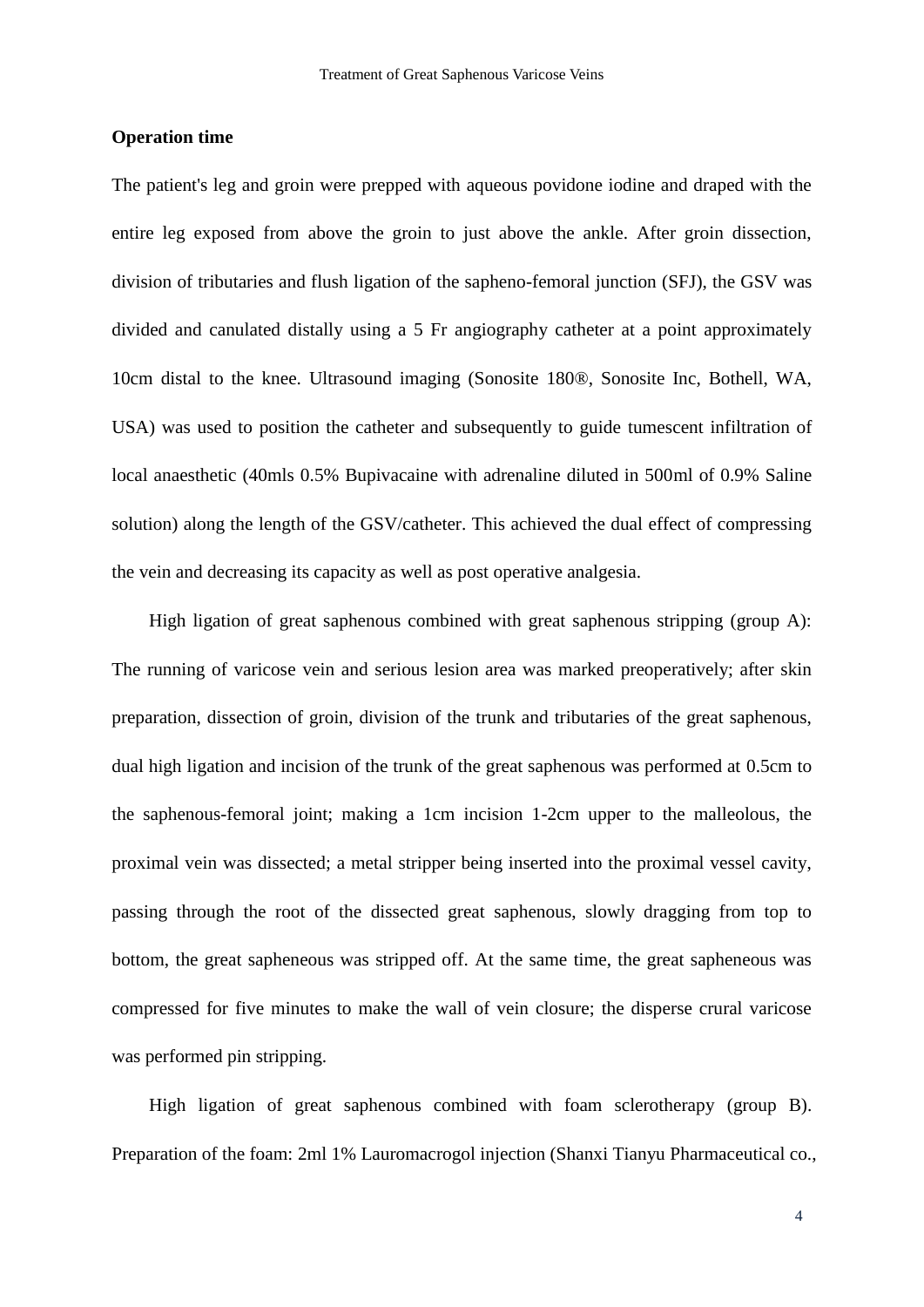**Operation time**

The patient's leg and groin were prepped with aqueous povidone iodine and draped with the entire leg exposed from above the groin to just above the ankle. After groin dissection, division of tributaries and flush ligation of the sapheno-femoral junction (SFJ), the GSV was divided and canulated distally using a 5 Fr angiography catheter at a point approximately 10cm distal to the knee. Ultrasound imaging (Sonosite 180®, Sonosite Inc, Bothell, WA, USA) was used to position the catheter and subsequently to guide tumescent infiltration of local anaesthetic (40mls 0.5% Bupivacaine with adrenaline diluted in 500ml of 0.9% Saline solution) along the length of the GSV/catheter. This achieved the dual effect of compressing the vein and decreasing its capacity as well as post operative analgesia.

High ligation of great saphenous combined with great saphenous stripping (group A): The running of varicose vein and serious lesion area was marked preoperatively; after skin preparation, dissection of groin, division of the trunk and tributaries of the great saphenous, dual high ligation and incision of the trunk of the great saphenous was performed at 0.5cm to the saphenous-femoral joint; making a 1cm incision 1-2cm upper to the malleolous, the proximal vein was dissected; a metal stripper being inserted into the proximal vessel cavity, passing through the root of the dissected great saphenous, slowly dragging from top to bottom, the great sapheneous was stripped off. At the same time, the great sapheneous was compressed for five minutes to make the wall of vein closure; the disperse crural varicose was performed pin stripping.

High ligation of great saphenous combined with foam sclerotherapy (group B). Preparation of the foam: 2ml 1% Lauromacrogol injection (Shanxi Tianyu Pharmaceutical co.,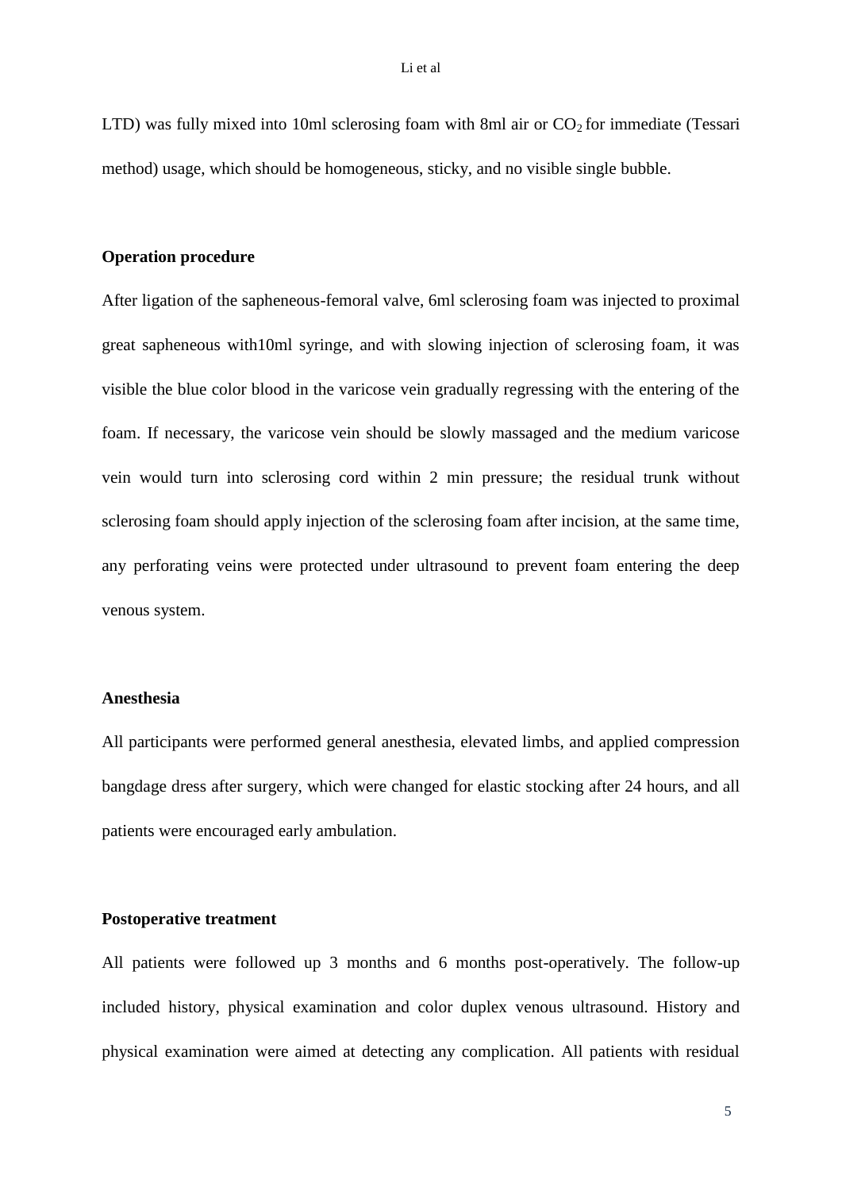LTD) was fully mixed into 10ml sclerosing foam with 8ml air or $CO_2$ for immediate (Tessari method) usage, which should be homogeneous, sticky, and no visible single bubble.

**Operation procedure**

After ligation of the sapheneous-femoral valve, 6ml sclerosing foam was injected to proximal great sapheneous with10ml syringe, and with slowing injection of sclerosing foam, it was visible the blue color blood in the varicose vein gradually regressing with the entering of the foam. If necessary, the varicose vein should be slowly massaged and the medium varicose vein would turn into sclerosing cord within 2 min pressure; the residual trunk without sclerosing foam should apply injection of the sclerosing foam after incision, at the same time, any perforating veins were protected under ultrasound to prevent foam entering the deep venous system.

**Anesthesia**

All participants were performed general anesthesia, elevated limbs, and applied compression bangdage dress after surgery, which were changed for elastic stocking after 24 hours, and all patients were encouraged early ambulation.

**Postoperative treatment**

All patients were followed up 3 months and 6 months post-operatively. The follow-up included history, physical examination and color duplex venous ultrasound. History and physical examination were aimed at detecting any complication. All patients with residual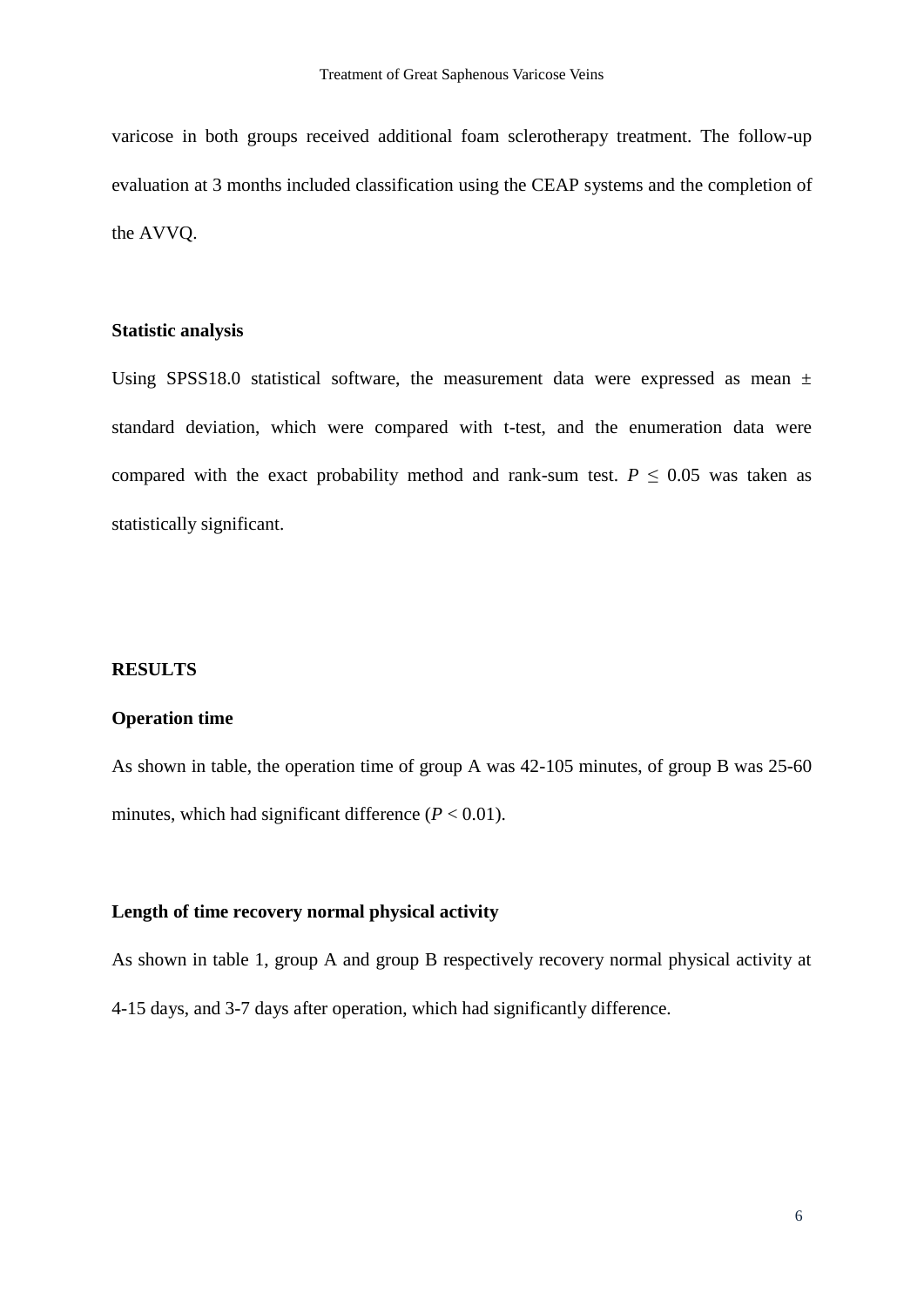varicose in both groups received additional foam sclerotherapy treatment. The follow-up evaluation at 3 months included classification using the CEAP systems and the completion of the AVVQ.

### Statistic analysis

Using SPSS18.0 statistical software, the measurement data were expressed as mean ± standard deviation, which were compared with t-test, and the enumeration data were compared with the exact probability method and rank-sum test. $P \leq 0.05$ was taken as statistically significant.

## RESULTS

### Operation time

As shown in table, the operation time of group A was 42-105 minutes, of group B was 25-60 minutes, which had significant difference ($P < 0.01$).

### Length of time recovery normal physical activity

As shown in table 1, group A and group B respectively recovery normal physical activity at 4-15 days, and 3-7 days after operation, which had significantly difference.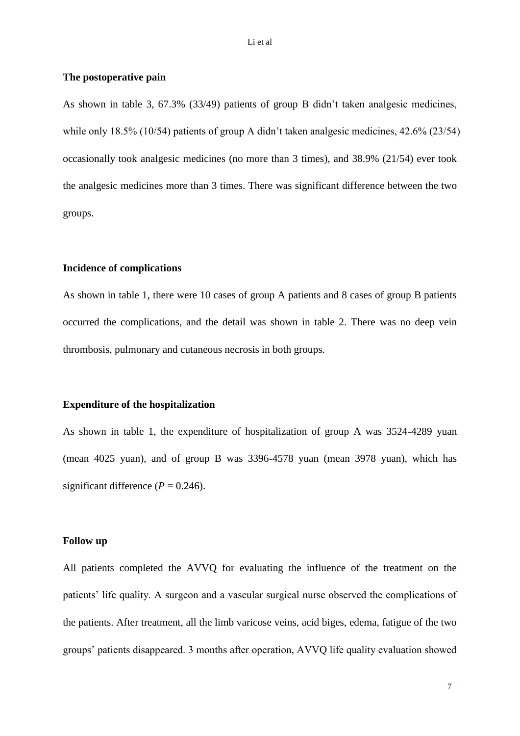### The postoperative pain

As shown in table 3, 67.3% (33/49) patients of group B didn't taken analgesic medicines, while only 18.5% (10/54) patients of group A didn't taken analgesic medicines, 42.6% (23/54) occasionally took analgesic medicines (no more than 3 times), and 38.9% (21/54) ever took the analgesic medicines more than 3 times. There was significant difference between the two groups.

### Incidence of complications

As shown in table 1, there were 10 cases of group A patients and 8 cases of group B patients occurred the complications, and the detail was shown in table 2. There was no deep vein thrombosis, pulmonary and cutaneous necrosis in both groups.

### Expenditure of the hospitalization

As shown in table 1, the expenditure of hospitalization of group A was 3524-4289 yuan (mean 4025 yuan), and of group B was 3396-4578 yuan (mean 3978 yuan), which has significant difference ($P = 0.246$).

### Follow up

All patients completed the AVVQ for evaluating the influence of the treatment on the patients' life quality. A surgeon and a vascular surgical nurse observed the complications of the patients. After treatment, all the limb varicose veins, acid biges, edema, fatigue of the two groups' patients disappeared. 3 months after operation, AVVQ life quality evaluation showed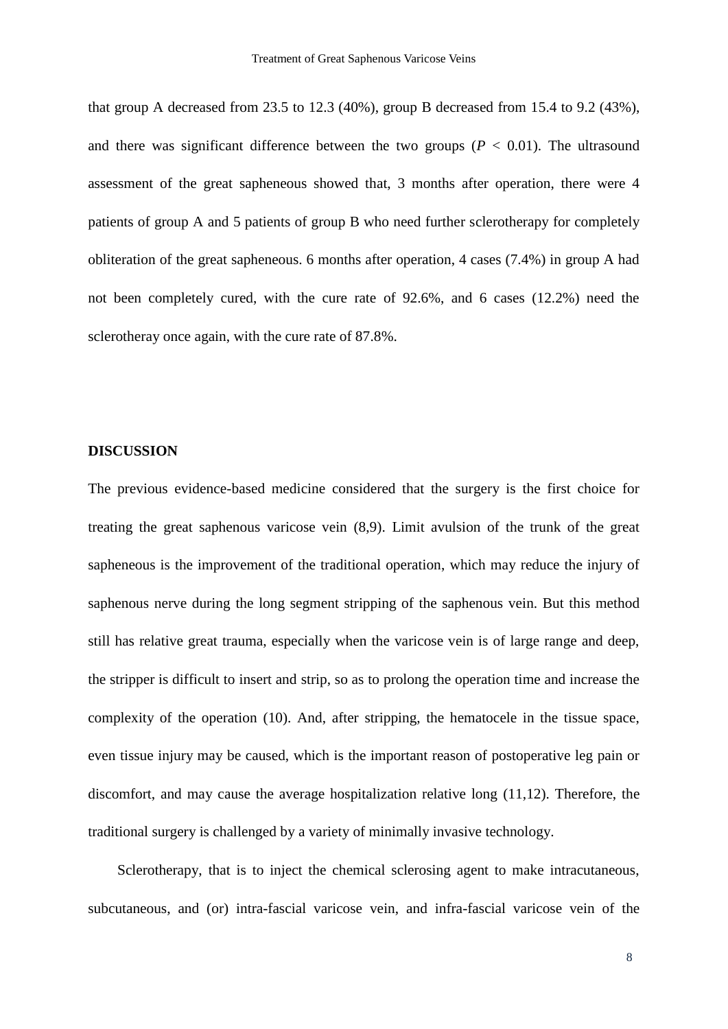that group A decreased from 23.5 to 12.3 (40%), group B decreased from 15.4 to 9.2 (43%), and there was significant difference between the two groups ($P$ < 0.01). The ultrasound assessment of the great sapheneous showed that, 3 months after operation, there were 4 patients of group A and 5 patients of group B who need further sclerotherapy for completely obliteration of the great sapheneous. 6 months after operation, 4 cases (7.4%) in group A had not been completely cured, with the cure rate of 92.6%, and 6 cases (12.2%) need the sclerotheray once again, with the cure rate of 87.8%.

## DISCUSSION

The previous evidence-based medicine considered that the surgery is the first choice for treating the great saphenous varicose vein (8,9). Limit avulsion of the trunk of the great sapheneous is the improvement of the traditional operation, which may reduce the injury of saphenous nerve during the long segment stripping of the saphenous vein. But this method still has relative great trauma, especially when the varicose vein is of large range and deep, the stripper is difficult to insert and strip, so as to prolong the operation time and increase the complexity of the operation (10). And, after stripping, the hematocele in the tissue space, even tissue injury may be caused, which is the important reason of postoperative leg pain or discomfort, and may cause the average hospitalization relative long (11,12). Therefore, the traditional surgery is challenged by a variety of minimally invasive technology.

Sclerotherapy, that is to inject the chemical sclerosing agent to make intracutaneous, subcutaneous, and (or) intra-fascial varicose vein, and infra-fascial varicose vein of the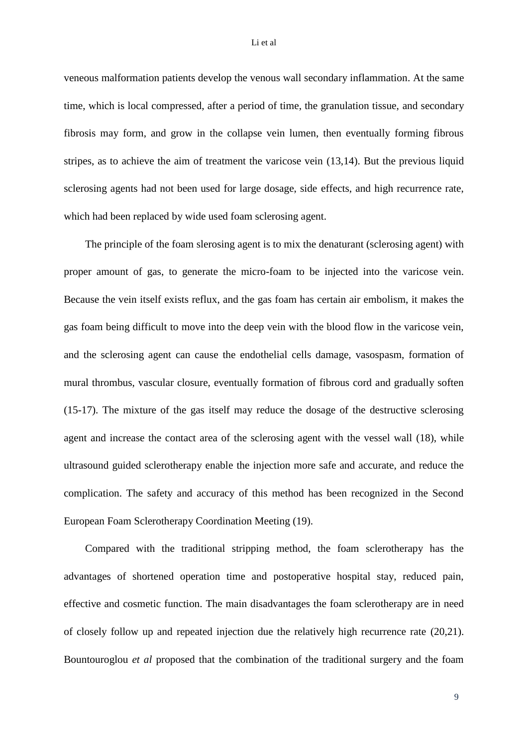veneous malformation patients develop the venous wall secondary inflammation. At the same time, which is local compressed, after a period of time, the granulation tissue, and secondary fibrosis may form, and grow in the collapse vein lumen, then eventually forming fibrous stripes, as to achieve the aim of treatment the varicose vein (13,14). But the previous liquid sclerosing agents had not been used for large dosage, side effects, and high recurrence rate, which had been replaced by wide used foam sclerosing agent.

The principle of the foam slerosing agent is to mix the denaturant (sclerosing agent) with proper amount of gas, to generate the micro-foam to be injected into the varicose vein. Because the vein itself exists reflux, and the gas foam has certain air embolism, it makes the gas foam being difficult to move into the deep vein with the blood flow in the varicose vein, and the sclerosing agent can cause the endothelial cells damage, vasospasm, formation of mural thrombus, vascular closure, eventually formation of fibrous cord and gradually soften (15-17). The mixture of the gas itself may reduce the dosage of the destructive sclerosing agent and increase the contact area of the sclerosing agent with the vessel wall (18), while ultrasound guided sclerotherapy enable the injection more safe and accurate, and reduce the complication. The safety and accuracy of this method has been recognized in the Second European Foam Sclerotherapy Coordination Meeting (19).

Compared with the traditional stripping method, the foam sclerotherapy has the advantages of shortened operation time and postoperative hospital stay, reduced pain, effective and cosmetic function. The main disadvantages the foam sclerotherapy are in need of closely follow up and repeated injection due the relatively high recurrence rate (20,21). Bountouroglou *et al* proposed that the combination of the traditional surgery and the foam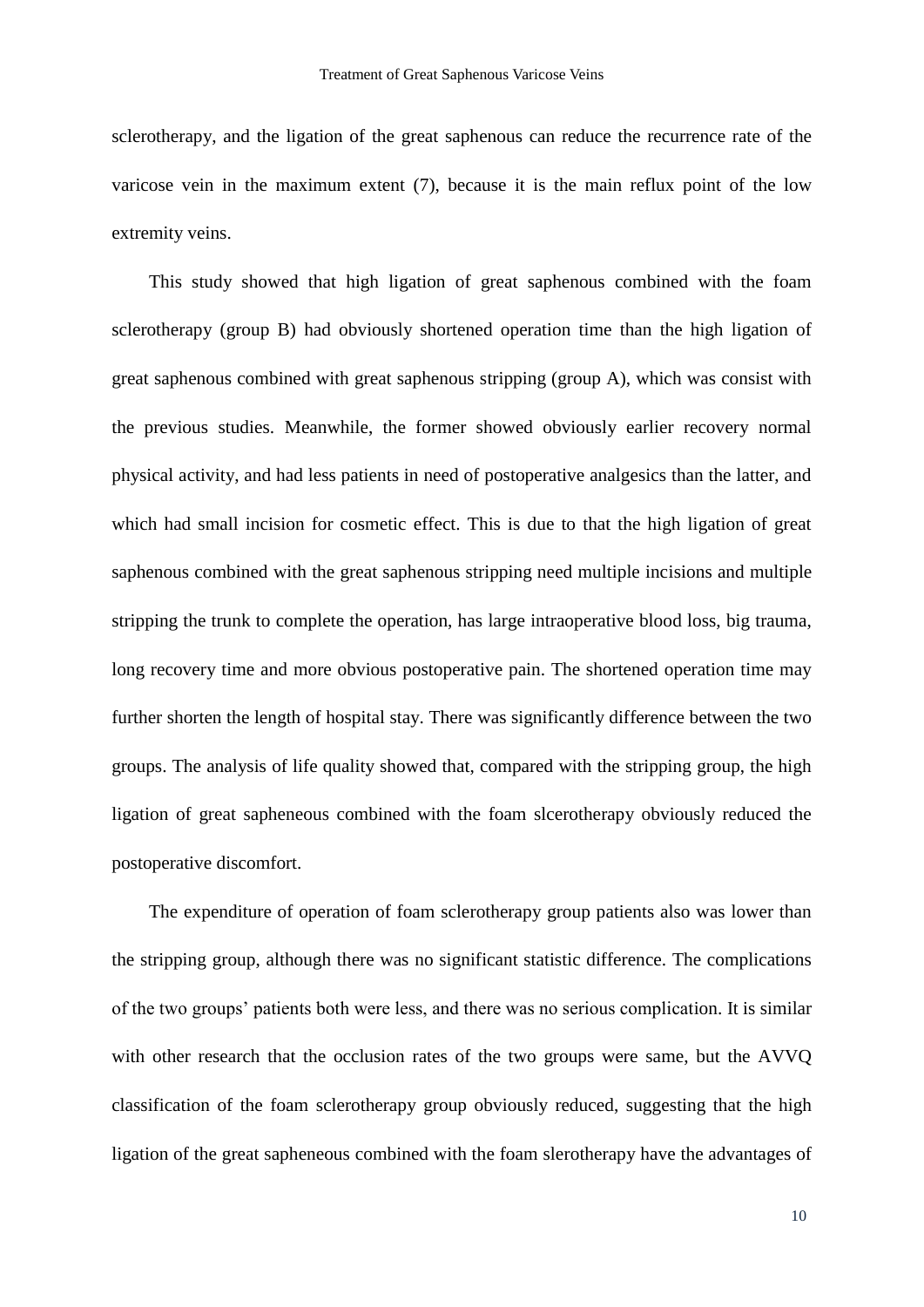sclerotherapy, and the ligation of the great saphenous can reduce the recurrence rate of the varicose vein in the maximum extent (7), because it is the main reflux point of the low extremity veins.

This study showed that high ligation of great saphenous combined with the foam sclerotherapy (group B) had obviously shortened operation time than the high ligation of great saphenous combined with great saphenous stripping (group A), which was consist with the previous studies. Meanwhile, the former showed obviously earlier recovery normal physical activity, and had less patients in need of postoperative analgesics than the latter, and which had small incision for cosmetic effect. This is due to that the high ligation of great saphenous combined with the great saphenous stripping need multiple incisions and multiple stripping the trunk to complete the operation, has large intraoperative blood loss, big trauma, long recovery time and more obvious postoperative pain. The shortened operation time may further shorten the length of hospital stay. There was significantly difference between the two groups. The analysis of life quality showed that, compared with the stripping group, the high ligation of great sapheneous combined with the foam slcerotherapy obviously reduced the postoperative discomfort.

The expenditure of operation of foam sclerotherapy group patients also was lower than the stripping group, although there was no significant statistic difference. The complications of the two groups' patients both were less, and there was no serious complication. It is similar with other research that the occlusion rates of the two groups were same, but the AVVQ classification of the foam sclerotherapy group obviously reduced, suggesting that the high ligation of the great sapheneous combined with the foam slerotherapy have the advantages of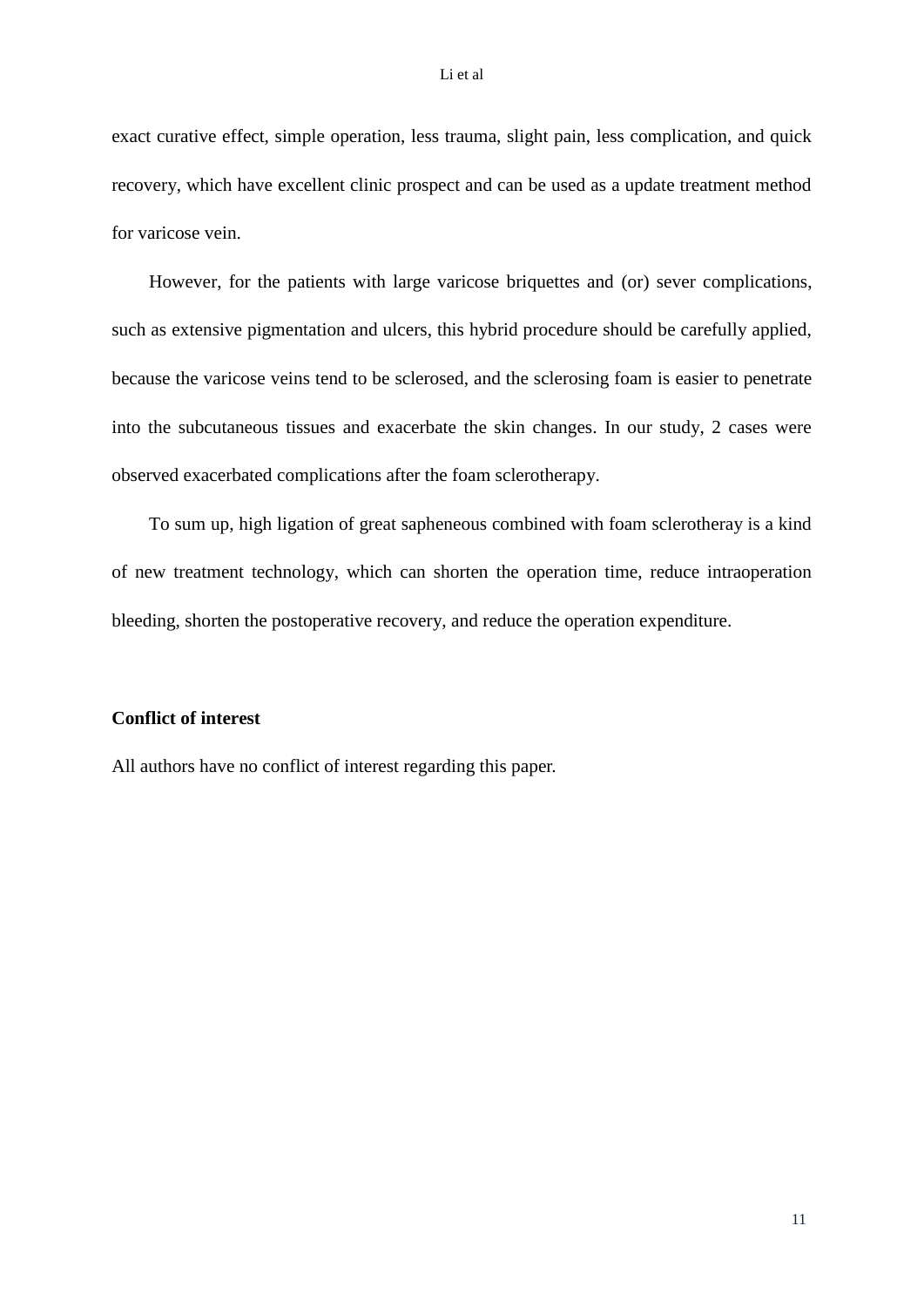exact curative effect, simple operation, less trauma, slight pain, less complication, and quick recovery, which have excellent clinic prospect and can be used as a update treatment method for varicose vein.

However, for the patients with large varicose briquettes and (or) sever complications, such as extensive pigmentation and ulcers, this hybrid procedure should be carefully applied, because the varicose veins tend to be sclerosed, and the sclerosing foam is easier to penetrate into the subcutaneous tissues and exacerbate the skin changes. In our study, 2 cases were observed exacerbated complications after the foam sclerotherapy.

To sum up, high ligation of great sapheneous combined with foam sclerotheray is a kind of new treatment technology, which can shorten the operation time, reduce intraoperation bleeding, shorten the postoperative recovery, and reduce the operation expenditure.

**Conflict of interest**

All authors have no conflict of interest regarding this paper.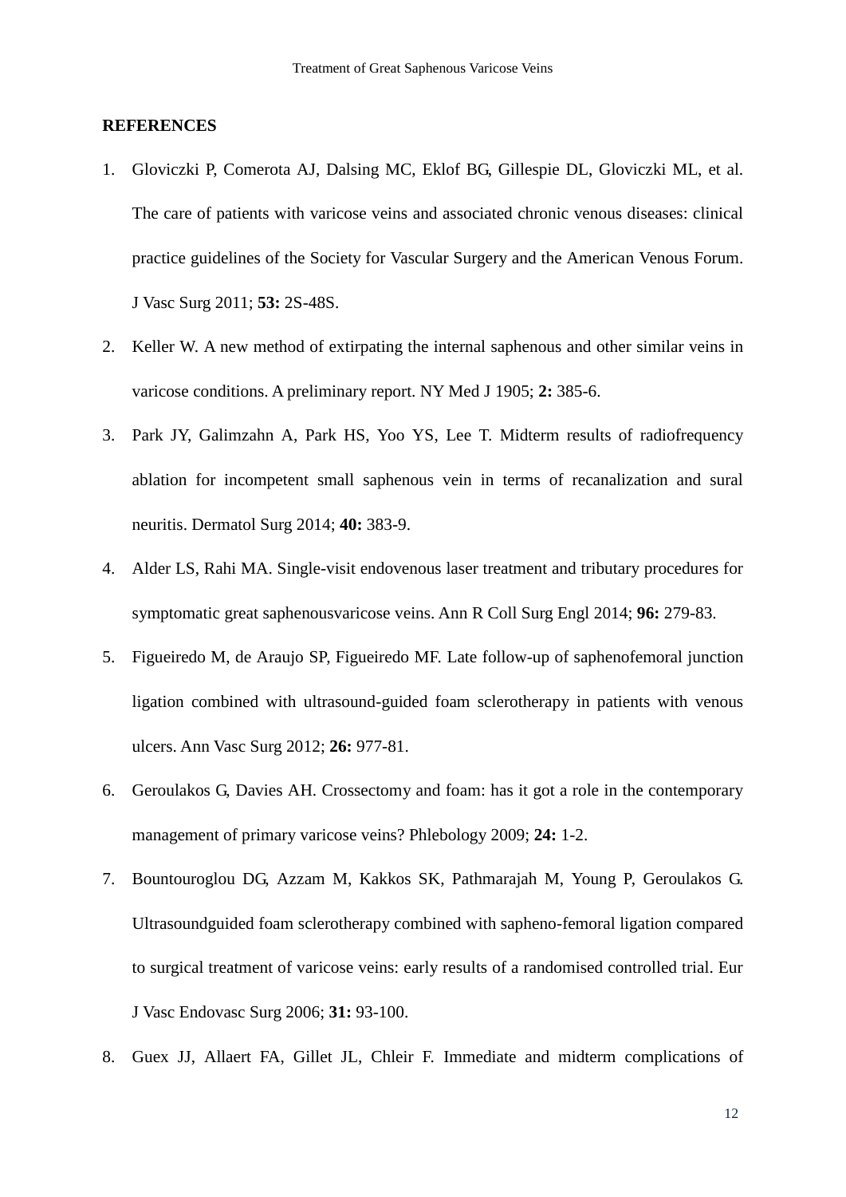## REFERENCES

1. Gloviczki P, Comerota AJ, Dalsing MC, Eklof BG, Gillespie DL, Gloviczki ML, et al. The care of patients with varicose veins and associated chronic venous diseases: clinical practice guidelines of the Society for Vascular Surgery and the American Venous Forum. J Vasc Surg 2011; **53:** 2S-48S.
2. Keller W. A new method of extirpating the internal saphenous and other similar veins in varicose conditions. A preliminary report. NY Med J 1905; **2:** 385-6.
3. Park JY, Galimzahn A, Park HS, Yoo YS, Lee T. Midterm results of radiofrequency ablation for incompetent small saphenous vein in terms of recanalization and sural neuritis. Dermatol Surg 2014; **40:** 383-9.
4. Alder LS, Rahi MA. Single-visit endovenous laser treatment and tributary procedures for symptomatic great saphenousvaricose veins. Ann R Coll Surg Engl 2014; **96:** 279-83.
5. Figueiredo M, de Araujo SP, Figueiredo MF. Late follow-up of saphenofemoral junction ligation combined with ultrasound-guided foam sclerotherapy in patients with venous ulcers. Ann Vasc Surg 2012; **26:** 977-81.
6. Geroulakos G, Davies AH. Crossectomy and foam: has it got a role in the contemporary management of primary varicose veins? Phlebology 2009; **24:** 1-2.
7. Bountouroglou DG, Azzam M, Kakkos SK, Pathmarajah M, Young P, Geroulakos G. Ultrasoundguided foam sclerotherapy combined with sapheno-femoral ligation compared to surgical treatment of varicose veins: early results of a randomised controlled trial. Eur J Vasc Endovasc Surg 2006; **31:** 93-100.
8. Guex JJ, Allaert FA, Gillet JL, Chleir F. Immediate and midterm complications of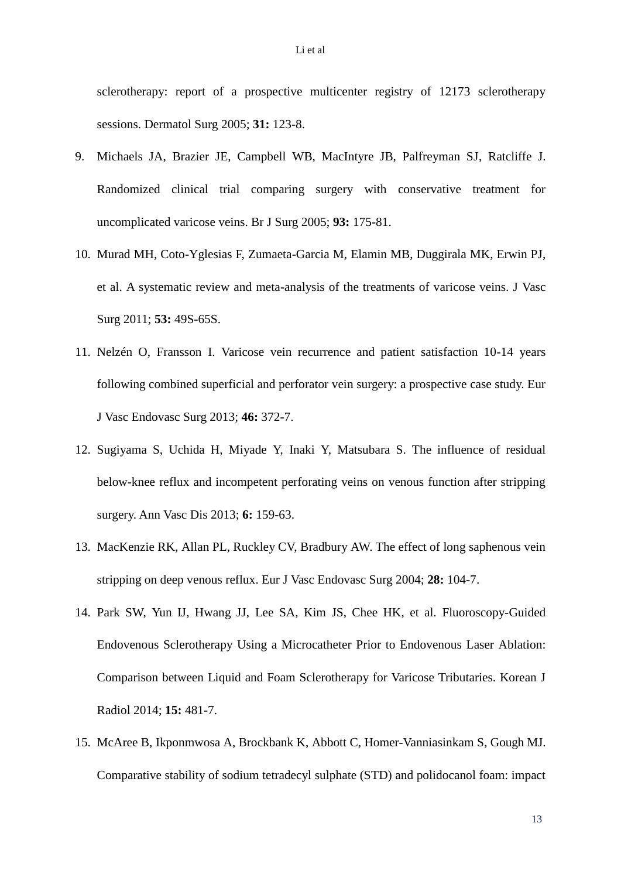sclerotherapy: report of a prospective multicenter registry of 12173 sclerotherapy sessions. Dermatol Surg 2005; **31:** 123-8.

9. Michaels JA, Brazier JE, Campbell WB, MacIntyre JB, Palfreyman SJ, Ratcliffe J. Randomized clinical trial comparing surgery with conservative treatment for uncomplicated varicose veins. Br J Surg 2005; **93:** 175-81.

10. Murad MH, Coto-Yglesias F, Zumaeta-Garcia M, Elamin MB, Duggirala MK, Erwin PJ, et al. A systematic review and meta-analysis of the treatments of varicose veins. J Vasc Surg 2011; **53:** 49S-65S.

11. Nelzén O, Fransson I. Varicose vein recurrence and patient satisfaction 10-14 years following combined superficial and perforator vein surgery: a prospective case study. Eur J Vasc Endovasc Surg 2013; **46:** 372-7.

12. Sugiyama S, Uchida H, Miyade Y, Inaki Y, Matsubara S. The influence of residual below-knee reflux and incompetent perforating veins on venous function after stripping surgery. Ann Vasc Dis 2013; **6:** 159-63.

13. MacKenzie RK, Allan PL, Ruckley CV, Bradbury AW. The effect of long saphenous vein stripping on deep venous reflux. Eur J Vasc Endovasc Surg 2004; **28:** 104-7.

14. Park SW, Yun IJ, Hwang JJ, Lee SA, Kim JS, Chee HK, et al. Fluoroscopy-Guided Endovenous Sclerotherapy Using a Microcatheter Prior to Endovenous Laser Ablation: Comparison between Liquid and Foam Sclerotherapy for Varicose Tributaries. Korean J Radiol 2014; **15:** 481-7.

15. McAree B, Ikponmwosa A, Brockbank K, Abbott C, Homer-Vanniasinkam S, Gough MJ. Comparative stability of sodium tetradecyl sulphate (STD) and polidocanol foam: impact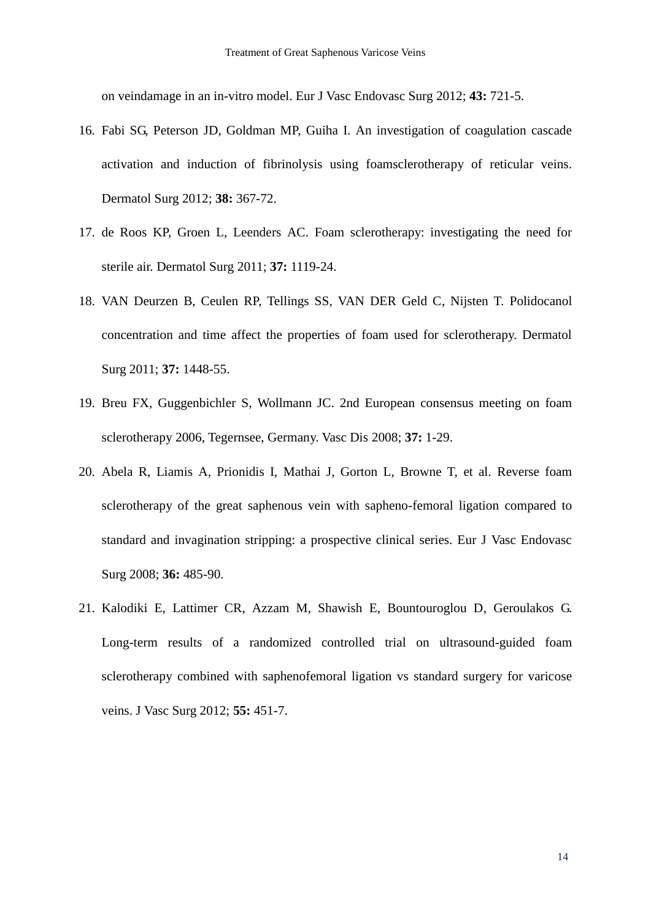on veindamage in an in-vitro model. Eur J Vasc Endovasc Surg 2012; **43:** 721-5.

16. Fabi SG, Peterson JD, Goldman MP, Guiha I. An investigation of coagulation cascade activation and induction of fibrinolysis using foamsclerotherapy of reticular veins. Dermatol Surg 2012; **38:** 367-72.
17. de Roos KP, Groen L, Leenders AC. Foam sclerotherapy: investigating the need for sterile air. Dermatol Surg 2011; **37:** 1119-24.
18. VAN Deurzen B, Ceulen RP, Tellings SS, VAN DER Geld C, Nijsten T. Polidocanol concentration and time affect the properties of foam used for sclerotherapy. Dermatol Surg 2011; **37:** 1448-55.
19. Breu FX, Guggenbichler S, Wollmann JC. 2nd European consensus meeting on foam sclerotherapy 2006, Tegernsee, Germany. Vasc Dis 2008; **37:** 1-29.
20. Abela R, Liamis A, Prionidis I, Mathai J, Gorton L, Browne T, et al. Reverse foam sclerotherapy of the great saphenous vein with sapheno-femoral ligation compared to standard and invagination stripping: a prospective clinical series. Eur J Vasc Endovasc Surg 2008; **36:** 485-90.
21. Kalodiki E, Lattimer CR, Azzam M, Shawish E, Bountouroglou D, Geroulakos G. Long-term results of a randomized controlled trial on ultrasound-guided foam sclerotherapy combined with saphenofemoral ligation vs standard surgery for varicose veins. J Vasc Surg 2012; **55:** 451-7.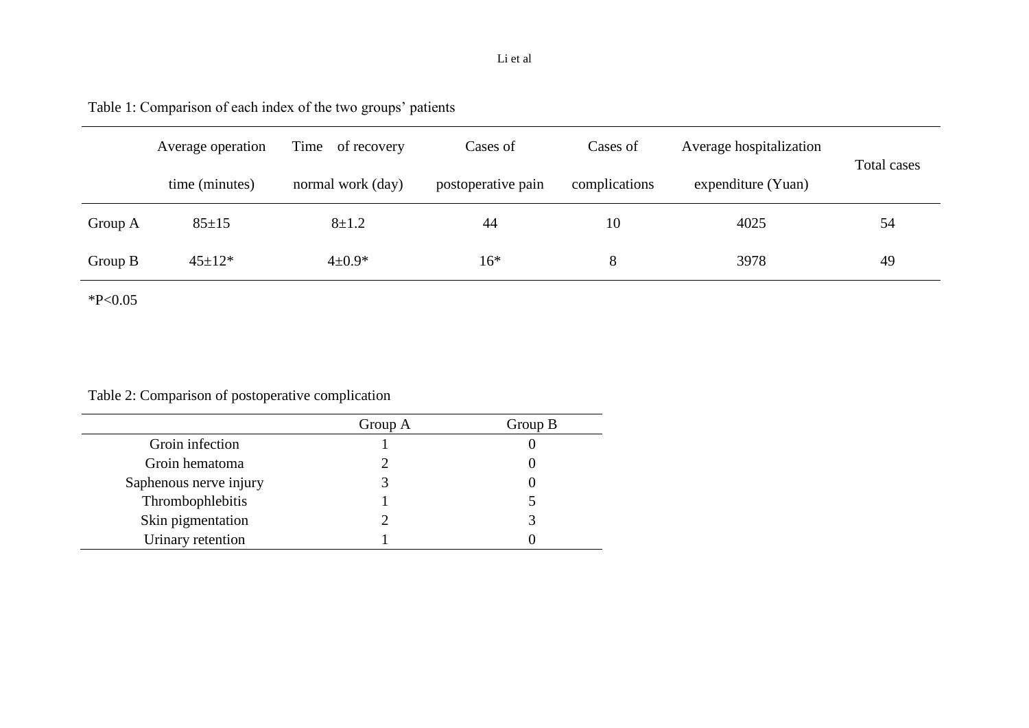Table 1: Comparison of each index of the two groups' patients

| | Average operation time (minutes) | Time of recovery normal work (day) | Cases of postoperative pain | Cases of complications | Average hospitalization expenditure (Yuan) | Total cases |
|---|---|---|---|---|---|---|
| Group A | 85±15 | 8±1.2 | 44 | 10 | 4025 | 54 |
| Group B | 45±12* | 4±0.9* | 16* | 8 | 3978 | 49 |

*P<0.05

Table 2: Comparison of postoperative complication

| | Group A | Group B |
|---|---|---|
| Groin infection | 1 | 0 |
| Groin hematoma | 2 | 0 |
| Saphenous nerve injury | 3 | 0 |
| Thrombophlebitis | 1 | 5 |
| Skin pigmentation | 2 | 3 |
| Urinary retention | 1 | 0 |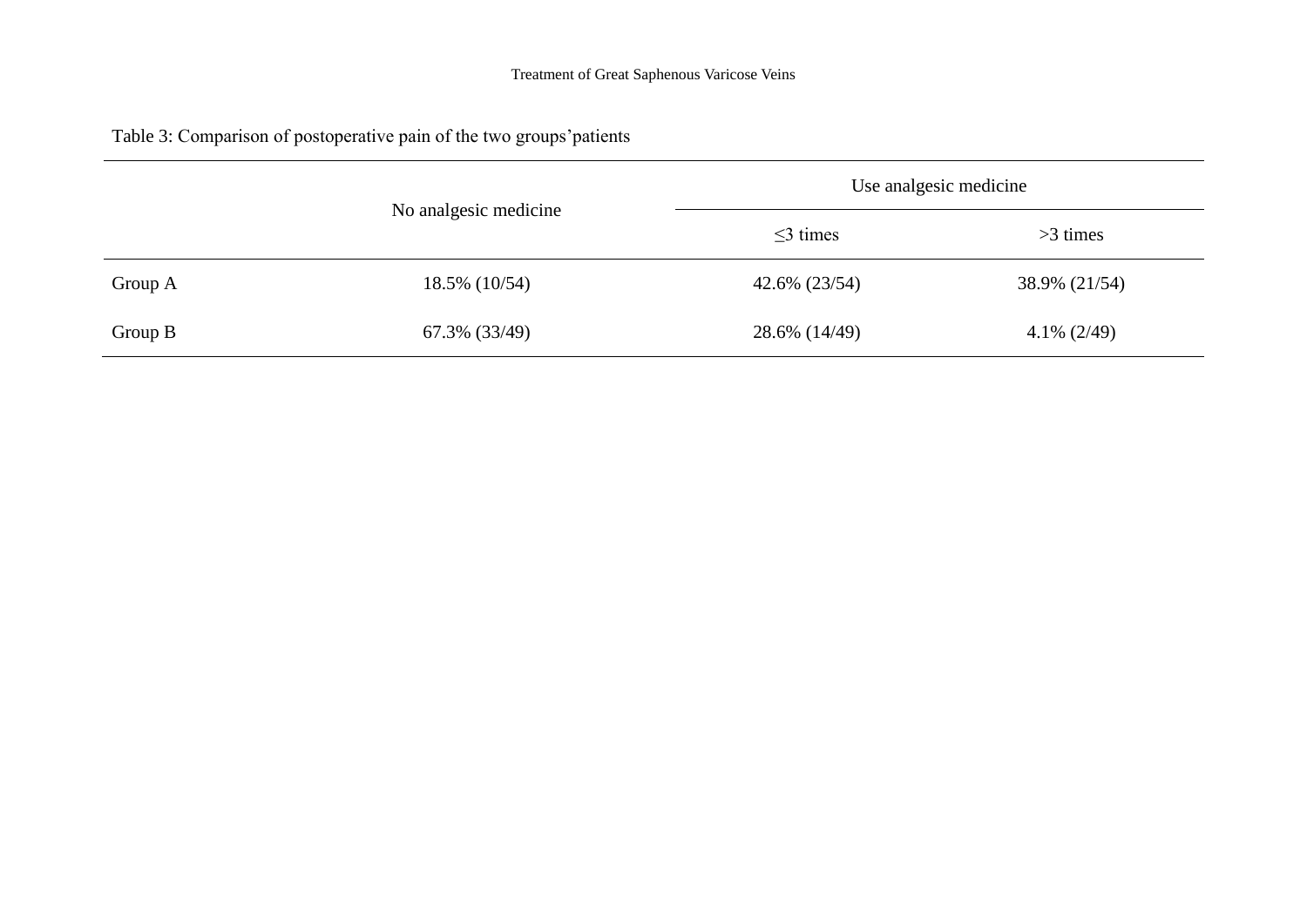Table 3: Comparison of postoperative pain of the two groups'patients

| | No analgesic medicine | Use analgesic medicine | |
|---|---|---|---|
| | | ≤3 times | >3 times |
| Group A | 18.5% (10/54) | 42.6% (23/54) | 38.9% (21/54) |
| Group B | 67.3% (33/49) | 28.6% (14/49) | 4.1% (2/49) |